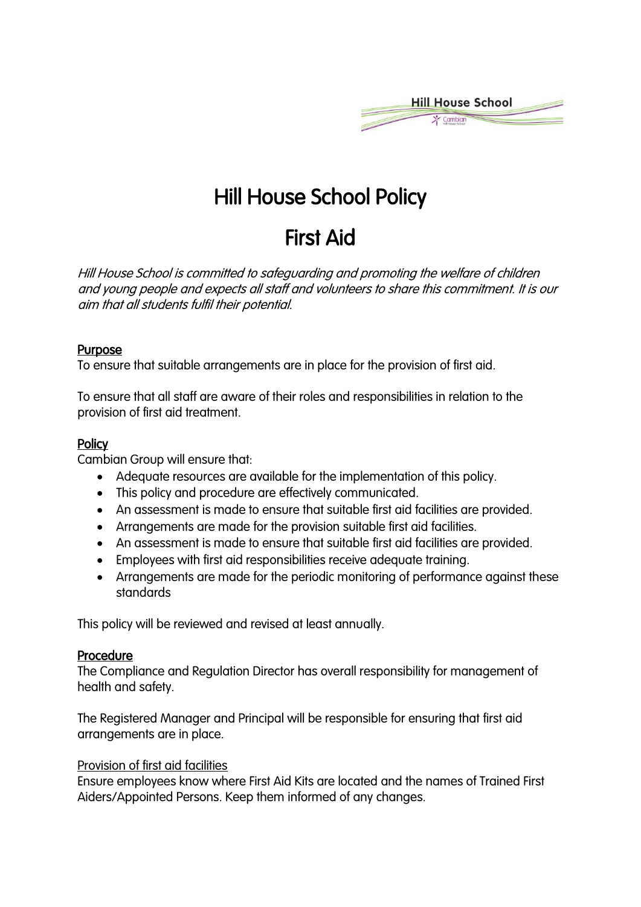# Hill House School Policy

# First Aid

*Hill House School is committed to safeguarding and promoting the welfare of children and young people and expects all staff and volunteers to share this commitment. It is our aim that all students fulfil their potential.*

## Purpose

To ensure that suitable arrangements are in place for the provision of first aid.

To ensure that all staff are aware of their roles and responsibilities in relation to the provision of first aid treatment.

## Policy

Cambian Group will ensure that:

- Adequate resources are available for the implementation of this policy.
- This policy and procedure are effectively communicated.
- An assessment is made to ensure that suitable first aid facilities are provided.
- Arrangements are made for the provision suitable first aid facilities.
- An assessment is made to ensure that suitable first aid facilities are provided.
- Employees with first aid responsibilities receive adequate training.
- Arrangements are made for the periodic monitoring of performance against these standards

This policy will be reviewed and revised at least annually.

## Procedure

The Compliance and Regulation Director has overall responsibility for management of health and safety.

The Registered Manager and Principal will be responsible for ensuring that first aid arrangements are in place.

### Provision of first aid facilities

Ensure employees know where First Aid Kits are located and the names of Trained First Aiders/Appointed Persons. Keep them informed of any changes.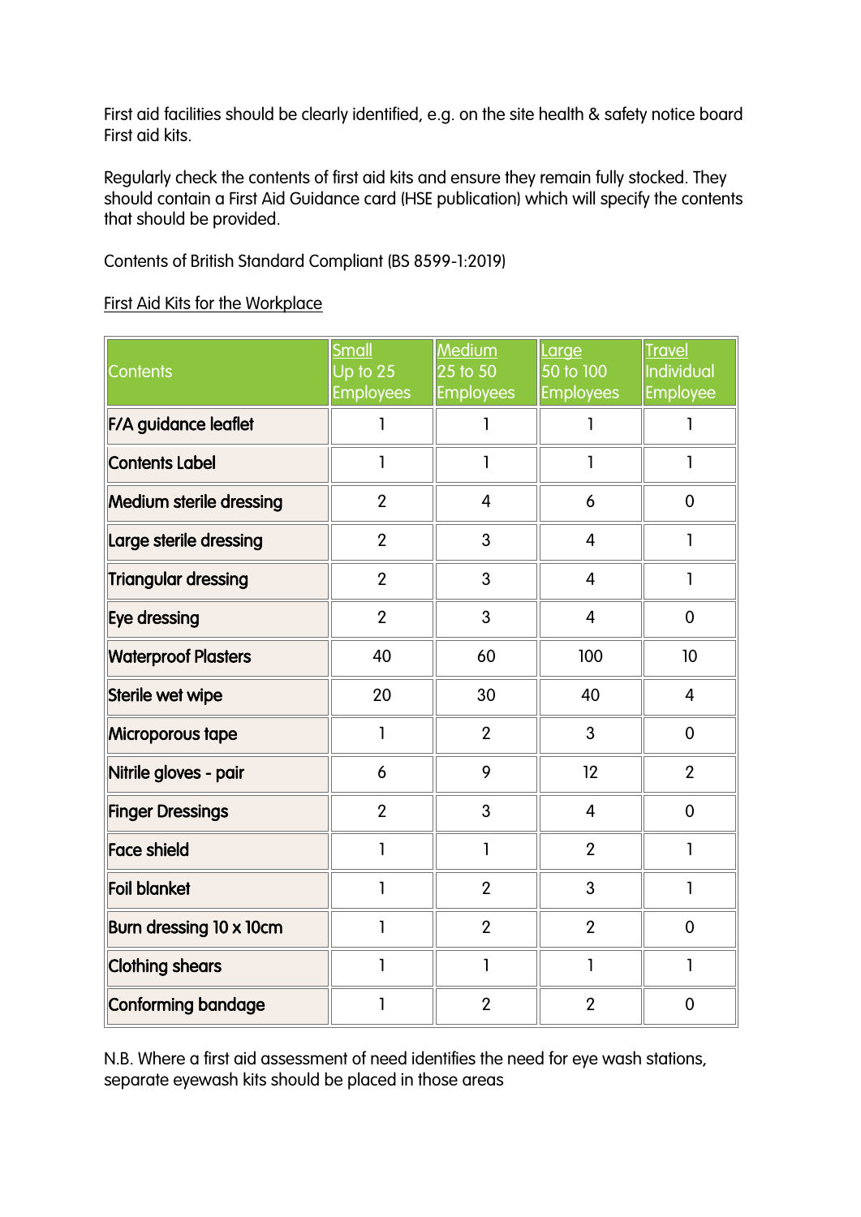First aid facilities should be clearly identified, e.g. on the site health & safety notice board First aid kits.

Regularly check the contents of first aid kits and ensure they remain fully stocked. They should contain a First Aid Guidance card (HSE publication) which will specify the contents that should be provided.

Contents of British Standard Compliant (BS 8599-1:2019)

First Aid Kits for the Workplace

| Contents | Small Up to 25 Employees | Medium 25 to 50 Employees | Large 50 to 100 Employees | Travel Individual Employee |
|---|---|---|---|---|
| F/A guidance leaflet | 1 | 1 | 1 | 1 |
| Contents Label | 1 | 1 | 1 | 1 |
| Medium sterile dressing | 2 | 4 | 6 | 0 |
| Large sterile dressing | 2 | 3 | 4 | 1 |
| Triangular dressing | 2 | 3 | 4 | 1 |
| Eye dressing | 2 | 3 | 4 | 0 |
| Waterproof Plasters | 40 | 60 | 100 | 10 |
| Sterile wet wipe | 20 | 30 | 40 | 4 |
| Microporous tape | 1 | 2 | 3 | 0 |
| Nitrile gloves - pair | 6 | 9 | 12 | 2 |
| Finger Dressings | 2 | 3 | 4 | 0 |
| Face shield | 1 | 1 | 2 | 1 |
| Foil blanket | 1 | 2 | 3 | 1 |
| Burn dressing 10 x 10cm | 1 | 2 | 2 | 0 |
| Clothing shears | 1 | 1 | 1 | 1 |
| Conforming bandage | 1 | 2 | 2 | 0 |

N.B. Where a first aid assessment of need identifies the need for eye wash stations, separate eyewash kits should be placed in those areas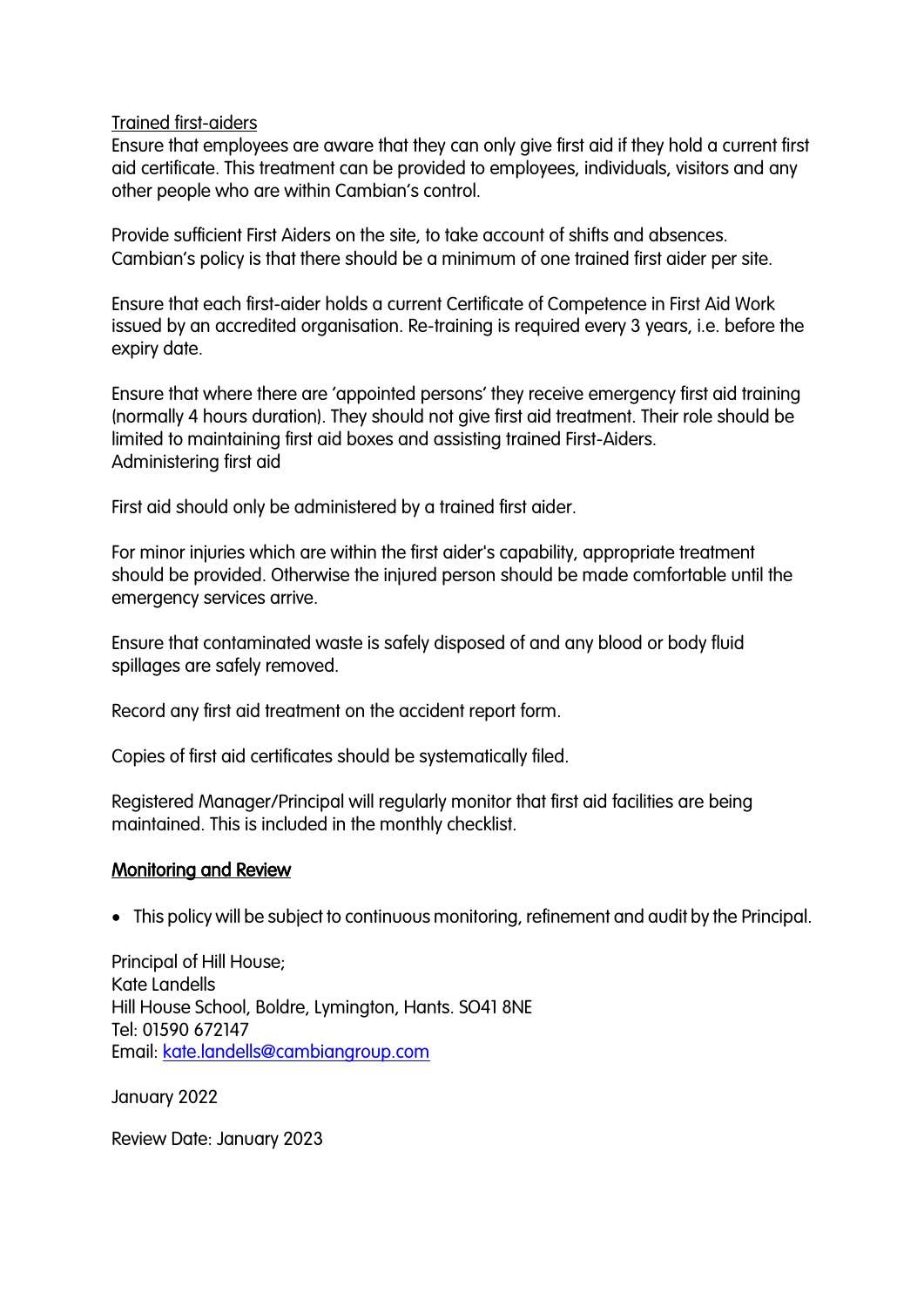Trained first-aiders

Ensure that employees are aware that they can only give first aid if they hold a current first aid certificate. This treatment can be provided to employees, individuals, visitors and any other people who are within Cambian's control.

Provide sufficient First Aiders on the site, to take account of shifts and absences. Cambian's policy is that there should be a minimum of one trained first aider per site.

Ensure that each first-aider holds a current Certificate of Competence in First Aid Work issued by an accredited organisation. Re-training is required every 3 years, i.e. before the expiry date.

Ensure that where there are 'appointed persons' they receive emergency first aid training (normally 4 hours duration). They should not give first aid treatment. Their role should be limited to maintaining first aid boxes and assisting trained First-Aiders.
Administering first aid

First aid should only be administered by a trained first aider.

For minor injuries which are within the first aider's capability, appropriate treatment should be provided. Otherwise the injured person should be made comfortable until the emergency services arrive.

Ensure that contaminated waste is safely disposed of and any blood or body fluid spillages are safely removed.

Record any first aid treatment on the accident report form.

Copies of first aid certificates should be systematically filed.

Registered Manager/Principal will regularly monitor that first aid facilities are being maintained. This is included in the monthly checklist.

## Monitoring and Review

- This policy will be subject to continuous monitoring, refinement and audit by the Principal.

Principal of Hill House;
Kate Landells
Hill House School, Boldre, Lymington, Hants. SO41 8NE
Tel: 01590 672147
Email: kate.landells@cambiangroup.com

January 2022

Review Date: January 2023